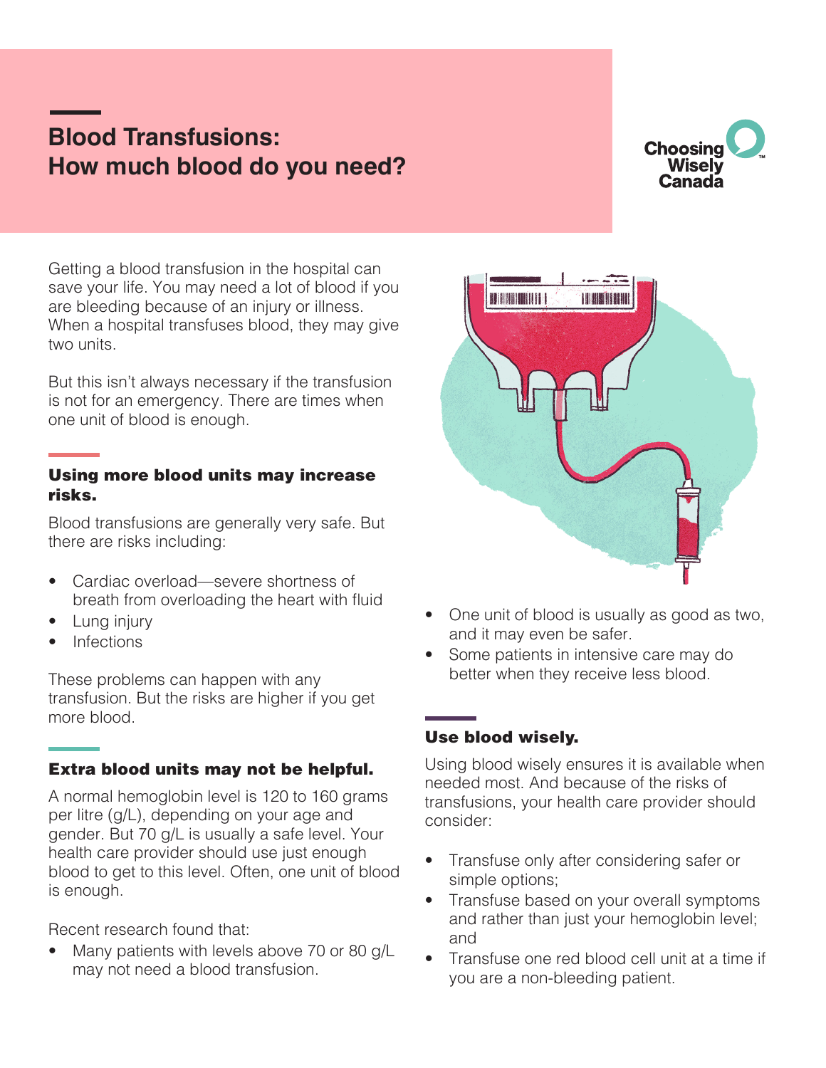# Blood Transfusions: How much blood do you need?

Choosing Wisely Canada

Getting a blood transfusion in the hospital can save your life. You may need a lot of blood if you are bleeding because of an injury or illness. When a hospital transfuses blood, they may give two units.

But this isn't always necessary if the transfusion is not for an emergency. There are times when one unit of blood is enough.

## Using more blood units may increase risks.

Blood transfusions are generally very safe. But there are risks including:

- Cardiac overload—severe shortness of breath from overloading the heart with fluid
- Lung injury
- Infections

These problems can happen with any transfusion. But the risks are higher if you get more blood.

## Extra blood units may not be helpful.

A normal hemoglobin level is 120 to 160 grams per litre (g/L), depending on your age and gender. But 70 g/L is usually a safe level. Your health care provider should use just enough blood to get to this level. Often, one unit of blood is enough.

Recent research found that:

- Many patients with levels above 70 or 80 g/L may not need a blood transfusion.
- One unit of blood is usually as good as two, and it may even be safer.
- Some patients in intensive care may do better when they receive less blood.

## Use blood wisely.

Using blood wisely ensures it is available when needed most. And because of the risks of transfusions, your health care provider should consider:

- Transfuse only after considering safer or simple options;
- Transfuse based on your overall symptoms and rather than just your hemoglobin level; and
- Transfuse one red blood cell unit at a time if you are a non-bleeding patient.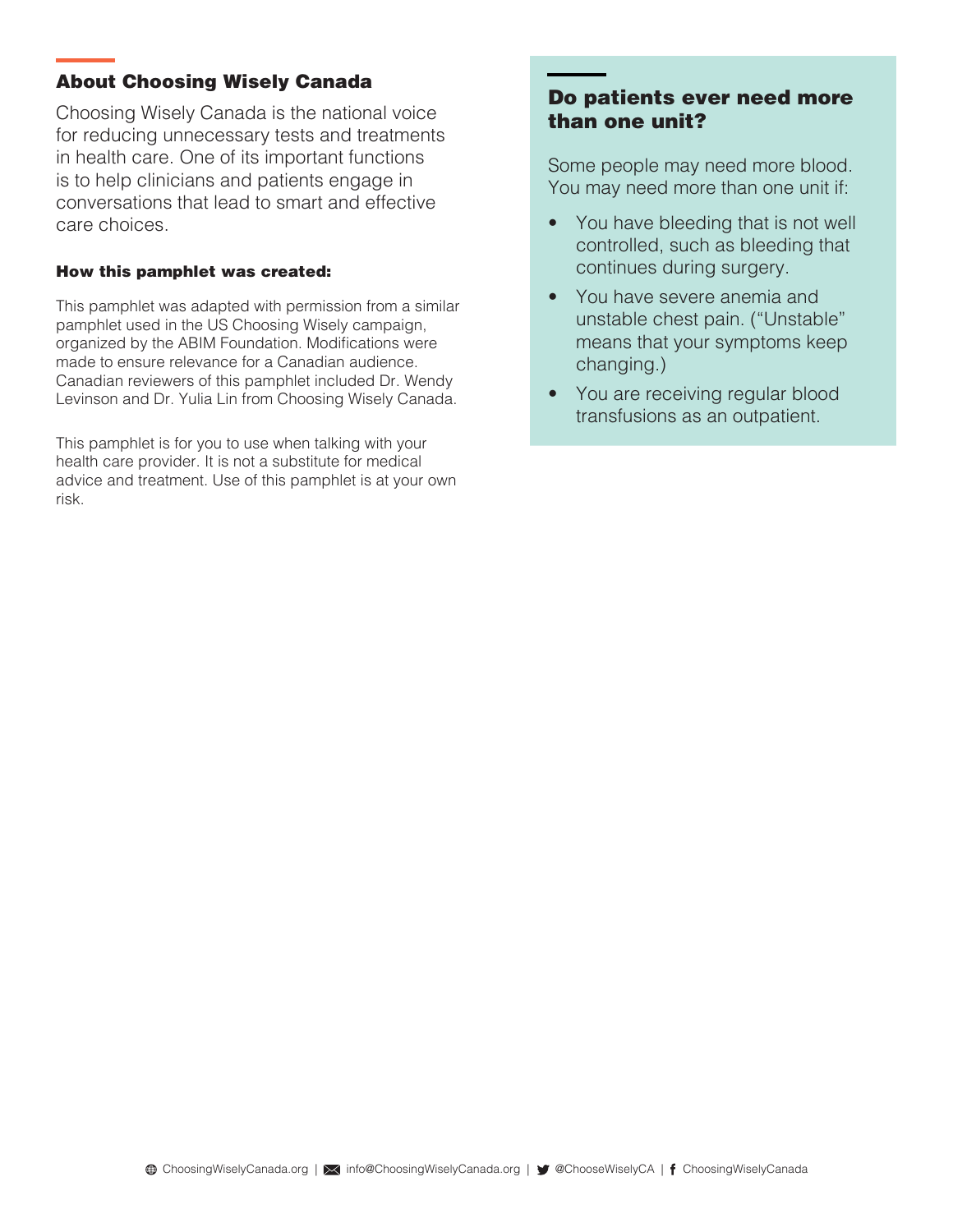## About Choosing Wisely Canada

Choosing Wisely Canada is the national voice for reducing unnecessary tests and treatments in health care. One of its important functions is to help clinicians and patients engage in conversations that lead to smart and effective care choices.

### How this pamphlet was created:

This pamphlet was adapted with permission from a similar pamphlet used in the US Choosing Wisely campaign, organized by the ABIM Foundation. Modifications were made to ensure relevance for a Canadian audience. Canadian reviewers of this pamphlet included Dr. Wendy Levinson and Dr. Yulia Lin from Choosing Wisely Canada.

This pamphlet is for you to use when talking with your health care provider. It is not a substitute for medical advice and treatment. Use of this pamphlet is at your own risk.

## Do patients ever need more than one unit?

Some people may need more blood. You may need more than one unit if:

- You have bleeding that is not well controlled, such as bleeding that continues during surgery.
- You have severe anemia and unstable chest pain. ("Unstable" means that your symptoms keep changing.)
- You are receiving regular blood transfusions as an outpatient.

ChoosingWiselyCanada.org | info@ChoosingWiselyCanada.org | @ChooseWiselyCA | ChoosingWiselyCanada